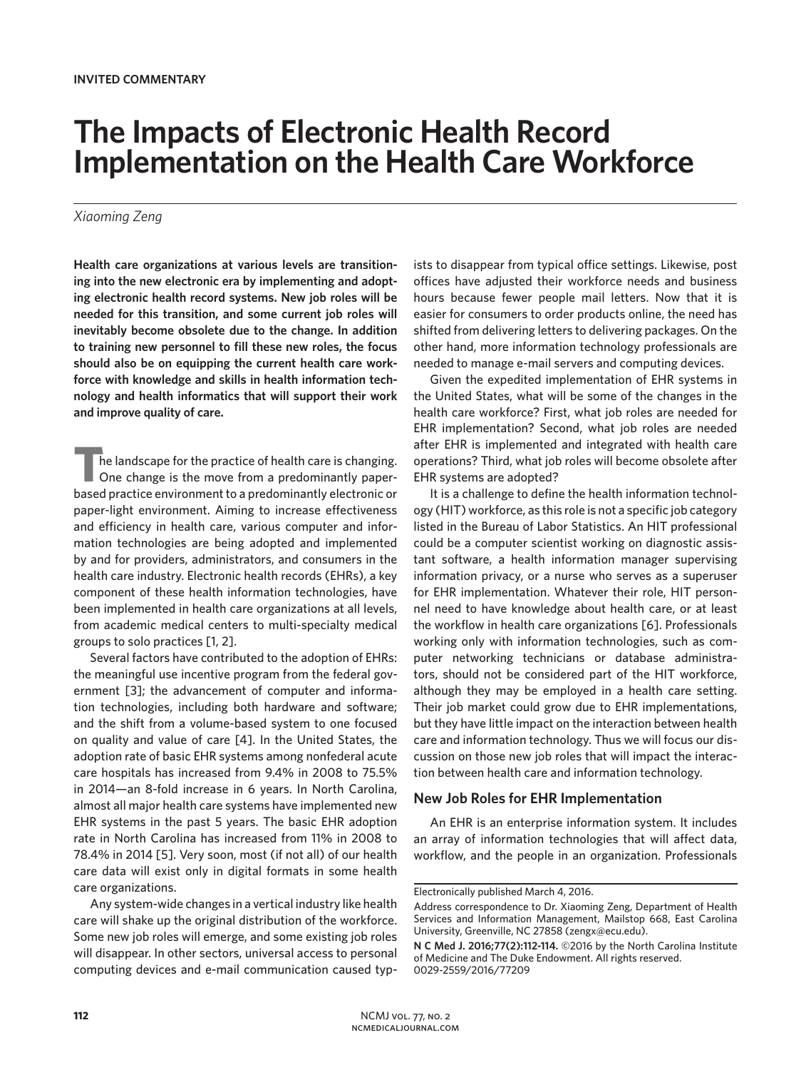**INVITED COMMENTARY**

# The Impacts of Electronic Health Record Implementation on the Health Care Workforce

*Xiaoming Zeng*

**Health care organizations at various levels are transitioning into the new electronic era by implementing and adopting electronic health record systems. New job roles will be needed for this transition, and some current job roles will inevitably become obsolete due to the change. In addition to training new personnel to fill these new roles, the focus should also be on equipping the current health care workforce with knowledge and skills in health information technology and health informatics that will support their work and improve quality of care.**

The landscape for the practice of health care is changing. One change is the move from a predominantly paper-based practice environment to a predominantly electronic or paper-light environment. Aiming to increase effectiveness and efficiency in health care, various computer and information technologies are being adopted and implemented by and for providers, administrators, and consumers in the health care industry. Electronic health records (EHRs), a key component of these health information technologies, have been implemented in health care organizations at all levels, from academic medical centers to multi-specialty medical groups to solo practices [1, 2].

Several factors have contributed to the adoption of EHRs: the meaningful use incentive program from the federal government [3]; the advancement of computer and information technologies, including both hardware and software; and the shift from a volume-based system to one focused on quality and value of care [4]. In the United States, the adoption rate of basic EHR systems among nonfederal acute care hospitals has increased from 9.4% in 2008 to 75.5% in 2014—an 8-fold increase in 6 years. In North Carolina, almost all major health care systems have implemented new EHR systems in the past 5 years. The basic EHR adoption rate in North Carolina has increased from 11% in 2008 to 78.4% in 2014 [5]. Very soon, most (if not all) of our health care data will exist only in digital formats in some health care organizations.

Any system-wide changes in a vertical industry like health care will shake up the original distribution of the workforce. Some new job roles will emerge, and some existing job roles will disappear. In other sectors, universal access to personal computing devices and e-mail communication caused typists to disappear from typical office settings. Likewise, post offices have adjusted their workforce needs and business hours because fewer people mail letters. Now that it is easier for consumers to order products online, the need has shifted from delivering letters to delivering packages. On the other hand, more information technology professionals are needed to manage e-mail servers and computing devices.

Given the expedited implementation of EHR systems in the United States, what will be some of the changes in the health care workforce? First, what job roles are needed for EHR implementation? Second, what job roles are needed after EHR is implemented and integrated with health care operations? Third, what job roles will become obsolete after EHR systems are adopted?

It is a challenge to define the health information technology (HIT) workforce, as this role is not a specific job category listed in the Bureau of Labor Statistics. An HIT professional could be a computer scientist working on diagnostic assistant software, a health information manager supervising information privacy, or a nurse who serves as a superuser for EHR implementation. Whatever their role, HIT personnel need to have knowledge about health care, or at least the workflow in health care organizations [6]. Professionals working only with information technologies, such as computer networking technicians or database administrators, should not be considered part of the HIT workforce, although they may be employed in a health care setting. Their job market could grow due to EHR implementations, but they have little impact on the interaction between health care and information technology. Thus we will focus our discussion on those new job roles that will impact the interaction between health care and information technology.

## New Job Roles for EHR Implementation

An EHR is an enterprise information system. It includes an array of information technologies that will affect data, workflow, and the people in an organization. Professionals

Electronically published March 4, 2016.

Address correspondence to Dr. Xiaoming Zeng, Department of Health Services and Information Management, Mailstop 668, East Carolina University, Greenville, NC 27858 (zengx@ecu.edu).

**N C Med J. 2016;77(2):112-114.** ©2016 by the North Carolina Institute of Medicine and The Duke Endowment. All rights reserved. 0029-2559/2016/77209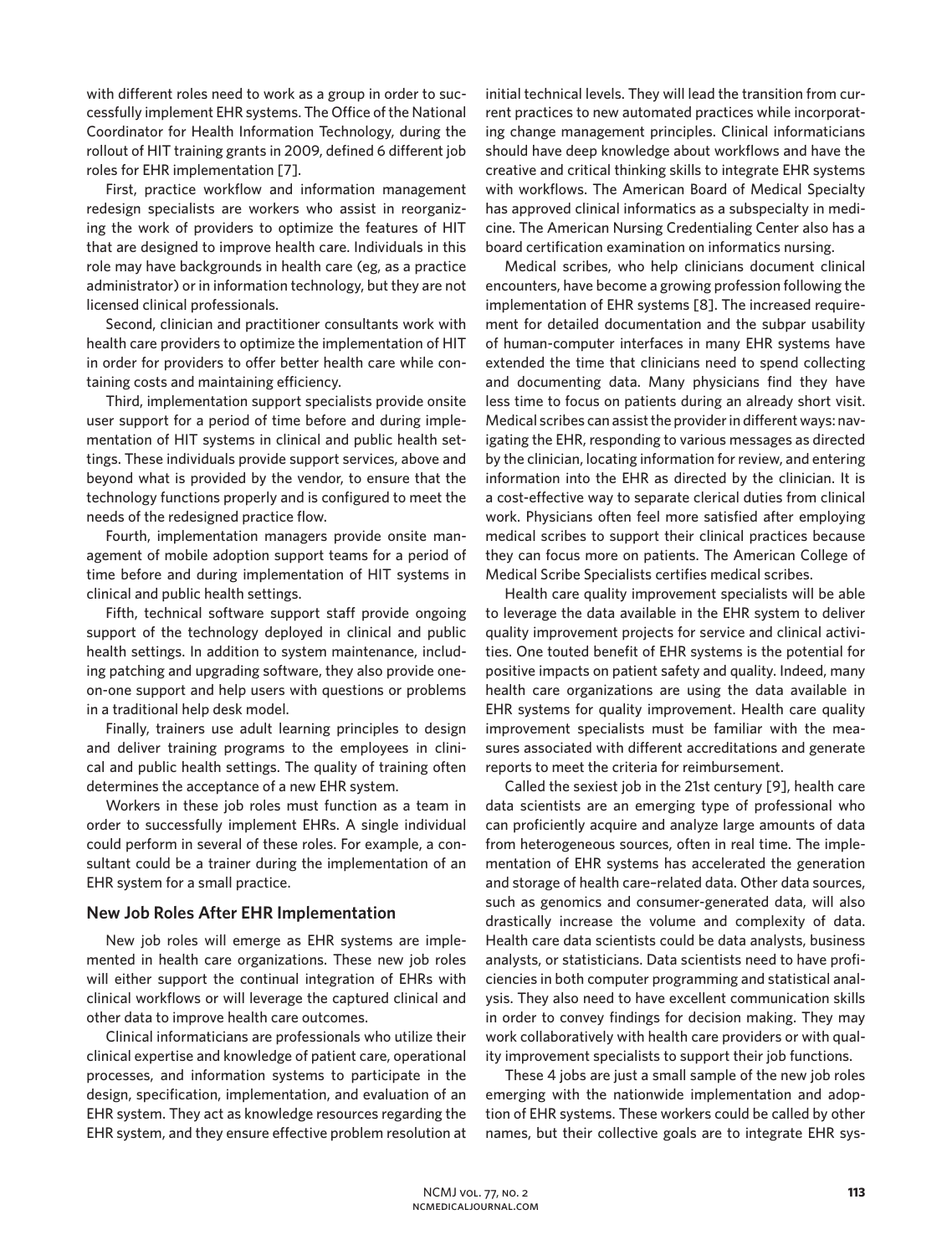with different roles need to work as a group in order to successfully implement EHR systems. The Office of the National Coordinator for Health Information Technology, during the rollout of HIT training grants in 2009, defined 6 different job roles for EHR implementation [7].

First, practice workflow and information management redesign specialists are workers who assist in reorganizing the work of providers to optimize the features of HIT that are designed to improve health care. Individuals in this role may have backgrounds in health care (eg, as a practice administrator) or in information technology, but they are not licensed clinical professionals.

Second, clinician and practitioner consultants work with health care providers to optimize the implementation of HIT in order for providers to offer better health care while containing costs and maintaining efficiency.

Third, implementation support specialists provide onsite user support for a period of time before and during implementation of HIT systems in clinical and public health settings. These individuals provide support services, above and beyond what is provided by the vendor, to ensure that the technology functions properly and is configured to meet the needs of the redesigned practice flow.

Fourth, implementation managers provide onsite management of mobile adoption support teams for a period of time before and during implementation of HIT systems in clinical and public health settings.

Fifth, technical software support staff provide ongoing support of the technology deployed in clinical and public health settings. In addition to system maintenance, including patching and upgrading software, they also provide one-on-one support and help users with questions or problems in a traditional help desk model.

Finally, trainers use adult learning principles to design and deliver training programs to the employees in clinical and public health settings. The quality of training often determines the acceptance of a new EHR system.

Workers in these job roles must function as a team in order to successfully implement EHRs. A single individual could perform in several of these roles. For example, a consultant could be a trainer during the implementation of an EHR system for a small practice.

## New Job Roles After EHR Implementation

New job roles will emerge as EHR systems are implemented in health care organizations. These new job roles will either support the continual integration of EHRs with clinical workflows or will leverage the captured clinical and other data to improve health care outcomes.

Clinical informaticians are professionals who utilize their clinical expertise and knowledge of patient care, operational processes, and information systems to participate in the design, specification, implementation, and evaluation of an EHR system. They act as knowledge resources regarding the EHR system, and they ensure effective problem resolution at initial technical levels. They will lead the transition from current practices to new automated practices while incorporating change management principles. Clinical informaticians should have deep knowledge about workflows and have the creative and critical thinking skills to integrate EHR systems with workflows. The American Board of Medical Specialty has approved clinical informatics as a subspecialty in medicine. The American Nursing Credentialing Center also has a board certification examination on informatics nursing.

Medical scribes, who help clinicians document clinical encounters, have become a growing profession following the implementation of EHR systems [8]. The increased requirement for detailed documentation and the subpar usability of human-computer interfaces in many EHR systems have extended the time that clinicians need to spend collecting and documenting data. Many physicians find they have less time to focus on patients during an already short visit. Medical scribes can assist the provider in different ways: navigating the EHR, responding to various messages as directed by the clinician, locating information for review, and entering information into the EHR as directed by the clinician. It is a cost-effective way to separate clerical duties from clinical work. Physicians often feel more satisfied after employing medical scribes to support their clinical practices because they can focus more on patients. The American College of Medical Scribe Specialists certifies medical scribes.

Health care quality improvement specialists will be able to leverage the data available in the EHR system to deliver quality improvement projects for service and clinical activities. One touted benefit of EHR systems is the potential for positive impacts on patient safety and quality. Indeed, many health care organizations are using the data available in EHR systems for quality improvement. Health care quality improvement specialists must be familiar with the measures associated with different accreditations and generate reports to meet the criteria for reimbursement.

Called the sexiest job in the 21st century [9], health care data scientists are an emerging type of professional who can proficiently acquire and analyze large amounts of data from heterogeneous sources, often in real time. The implementation of EHR systems has accelerated the generation and storage of health care–related data. Other data sources, such as genomics and consumer-generated data, will also drastically increase the volume and complexity of data. Health care data scientists could be data analysts, business analysts, or statisticians. Data scientists need to have proficiencies in both computer programming and statistical analysis. They also need to have excellent communication skills in order to convey findings for decision making. They may work collaboratively with health care providers or with quality improvement specialists to support their job functions.

These 4 jobs are just a small sample of the new job roles emerging with the nationwide implementation and adoption of EHR systems. These workers could be called by other names, but their collective goals are to integrate EHR sys-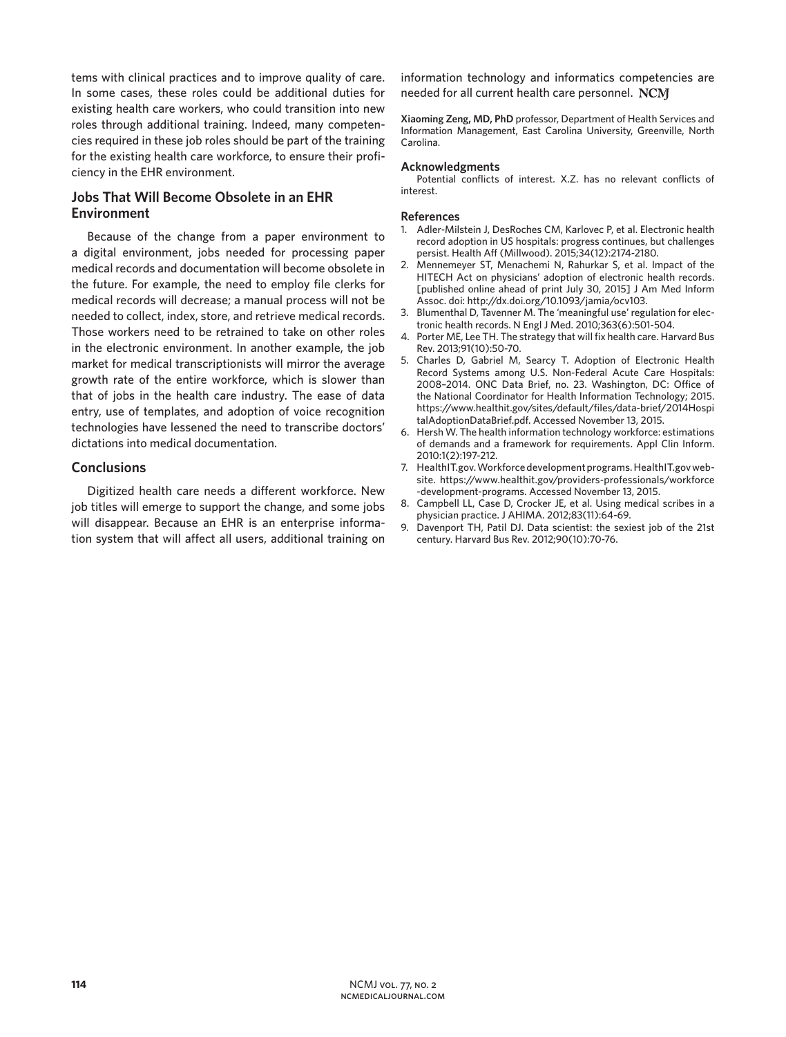tems with clinical practices and to improve quality of care. In some cases, these roles could be additional duties for existing health care workers, who could transition into new roles through additional training. Indeed, many competencies required in these job roles should be part of the training for the existing health care workforce, to ensure their proficiency in the EHR environment.

## Jobs That Will Become Obsolete in an EHR Environment

Because of the change from a paper environment to a digital environment, jobs needed for processing paper medical records and documentation will become obsolete in the future. For example, the need to employ file clerks for medical records will decrease; a manual process will not be needed to collect, index, store, and retrieve medical records. Those workers need to be retrained to take on other roles in the electronic environment. In another example, the job market for medical transcriptionists will mirror the average growth rate of the entire workforce, which is slower than that of jobs in the health care industry. The ease of data entry, use of templates, and adoption of voice recognition technologies have lessened the need to transcribe doctors' dictations into medical documentation.

## Conclusions

Digitized health care needs a different workforce. New job titles will emerge to support the change, and some jobs will disappear. Because an EHR is an enterprise information system that will affect all users, additional training on information technology and informatics competencies are needed for all current health care personnel. NCMJ

**Xiaoming Zeng, MD, PhD** professor, Department of Health Services and Information Management, East Carolina University, Greenville, North Carolina.

### Acknowledgments

Potential conflicts of interest. X.Z. has no relevant conflicts of interest.

### References

1. Adler-Milstein J, DesRoches CM, Karlovec P, et al. Electronic health record adoption in US hospitals: progress continues, but challenges persist. Health Aff (Millwood). 2015;34(12):2174-2180.
2. Mennemeyer ST, Menachemi N, Rahurkar S, et al. Impact of the HITECH Act on physicians' adoption of electronic health records. [published online ahead of print July 30, 2015] J Am Med Inform Assoc. doi: http://dx.doi.org/10.1093/jamia/ocv103.
3. Blumenthal D, Tavenner M. The 'meaningful use' regulation for electronic health records. N Engl J Med. 2010;363(6):501-504.
4. Porter ME, Lee TH. The strategy that will fix health care. Harvard Bus Rev. 2013;91(10):50-70.
5. Charles D, Gabriel M, Searcy T. Adoption of Electronic Health Record Systems among U.S. Non-Federal Acute Care Hospitals: 2008–2014. ONC Data Brief, no. 23. Washington, DC: Office of the National Coordinator for Health Information Technology; 2015. https://www.healthit.gov/sites/default/files/data-brief/2014HospitalAdoptionDataBrief.pdf. Accessed November 13, 2015.
6. Hersh W. The health information technology workforce: estimations of demands and a framework for requirements. Appl Clin Inform. 2010:1(2):197-212.
7. HealthIT.gov. Workforce development programs. HealthIT.gov website. https://www.healthit.gov/providers-professionals/workforce-development-programs. Accessed November 13, 2015.
8. Campbell LL, Case D, Crocker JE, et al. Using medical scribes in a physician practice. J AHIMA. 2012;83(11):64-69.
9. Davenport TH, Patil DJ. Data scientist: the sexiest job of the 21st century. Harvard Bus Rev. 2012;90(10):70-76.